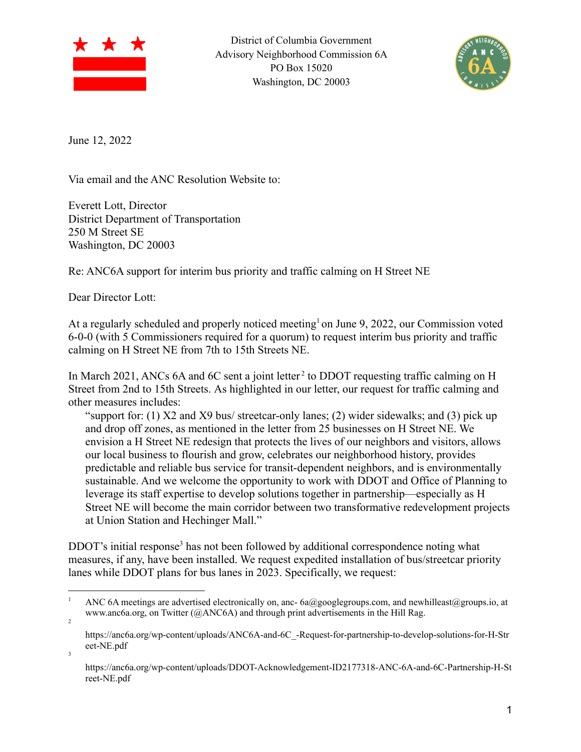District of Columbia Government
Advisory Neighborhood Commission 6A
PO Box 15020
Washington, DC 20003

June 12, 2022

Via email and the ANC Resolution Website to:

Everett Lott, Director
District Department of Transportation
250 M Street SE
Washington, DC 20003

Re: ANC6A support for interim bus priority and traffic calming on H Street NE

Dear Director Lott:

At a regularly scheduled and properly noticed meeting[1] on June 9, 2022, our Commission voted 6-0-0 (with 5 Commissioners required for a quorum) to request interim bus priority and traffic calming on H Street NE from 7th to 15th Streets NE.

In March 2021, ANCs 6A and 6C sent a joint letter[2] to DDOT requesting traffic calming on H Street from 2nd to 15th Streets. As highlighted in our letter, our request for traffic calming and other measures includes:

> "support for: (1) X2 and X9 bus/ streetcar-only lanes; (2) wider sidewalks; and (3) pick up and drop off zones, as mentioned in the letter from 25 businesses on H Street NE. We envision a H Street NE redesign that protects the lives of our neighbors and visitors, allows our local business to flourish and grow, celebrates our neighborhood history, provides predictable and reliable bus service for transit-dependent neighbors, and is environmentally sustainable. And we welcome the opportunity to work with DDOT and Office of Planning to leverage its staff expertise to develop solutions together in partnership—especially as H Street NE will become the main corridor between two transformative redevelopment projects at Union Station and Hechinger Mall."

DDOT's initial response[3] has not been followed by additional correspondence noting what measures, if any, have been installed. We request expedited installation of bus/streetcar priority lanes while DDOT plans for bus lanes in 2023. Specifically, we request:

---

[1] ANC 6A meetings are advertised electronically on, anc- 6a@googlegroups.com, and newhilleast@groups.io, at www.anc6a.org, on Twitter (@ANC6A) and through print advertisements in the Hill Rag.

[2] https://anc6a.org/wp-content/uploads/ANC6A-and-6C_-Request-for-partnership-to-develop-solutions-for-H-Street-NE.pdf

[3] https://anc6a.org/wp-content/uploads/DDOT-Acknowledgement-ID2177318-ANC-6A-and-6C-Partnership-H-Street-NE.pdf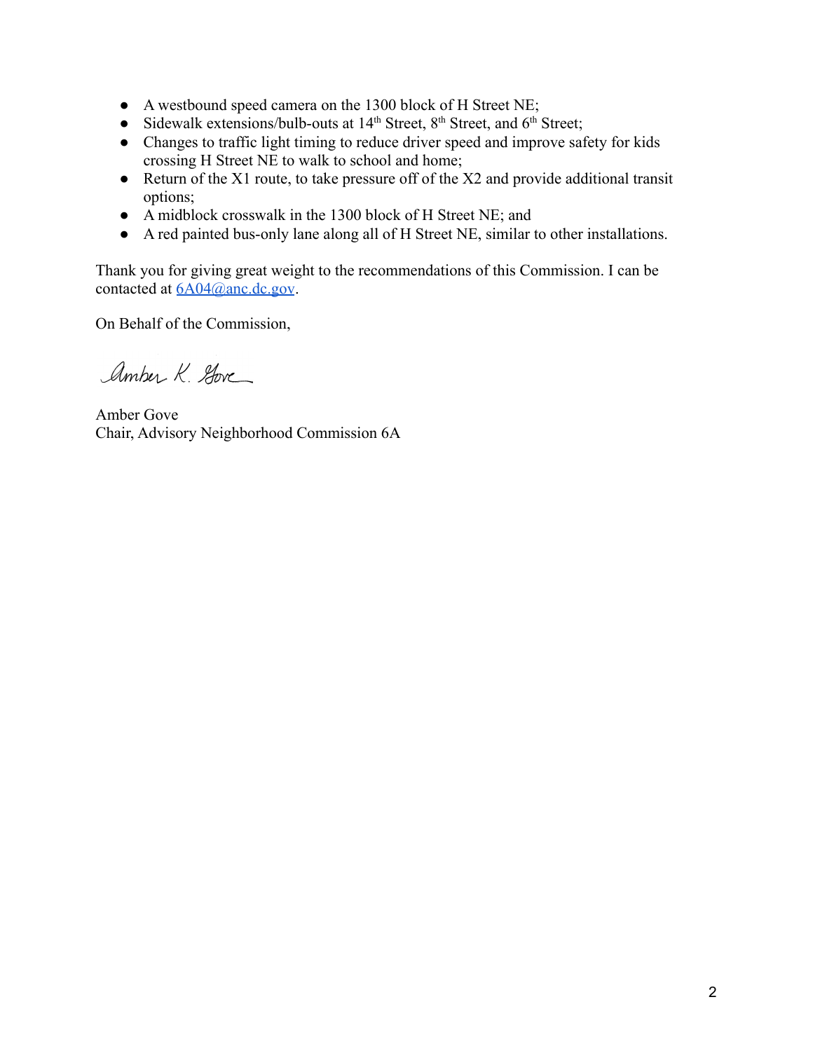- A westbound speed camera on the 1300 block of H Street NE;
- Sidewalk extensions/bulb-outs at 14th Street, 8th Street, and 6th Street;
- Changes to traffic light timing to reduce driver speed and improve safety for kids crossing H Street NE to walk to school and home;
- Return of the X1 route, to take pressure off of the X2 and provide additional transit options;
- A midblock crosswalk in the 1300 block of H Street NE; and
- A red painted bus-only lane along all of H Street NE, similar to other installations.

Thank you for giving great weight to the recommendations of this Commission. I can be contacted at 6A04@anc.dc.gov.

On Behalf of the Commission,

Amber K. Gove

Amber Gove
Chair, Advisory Neighborhood Commission 6A